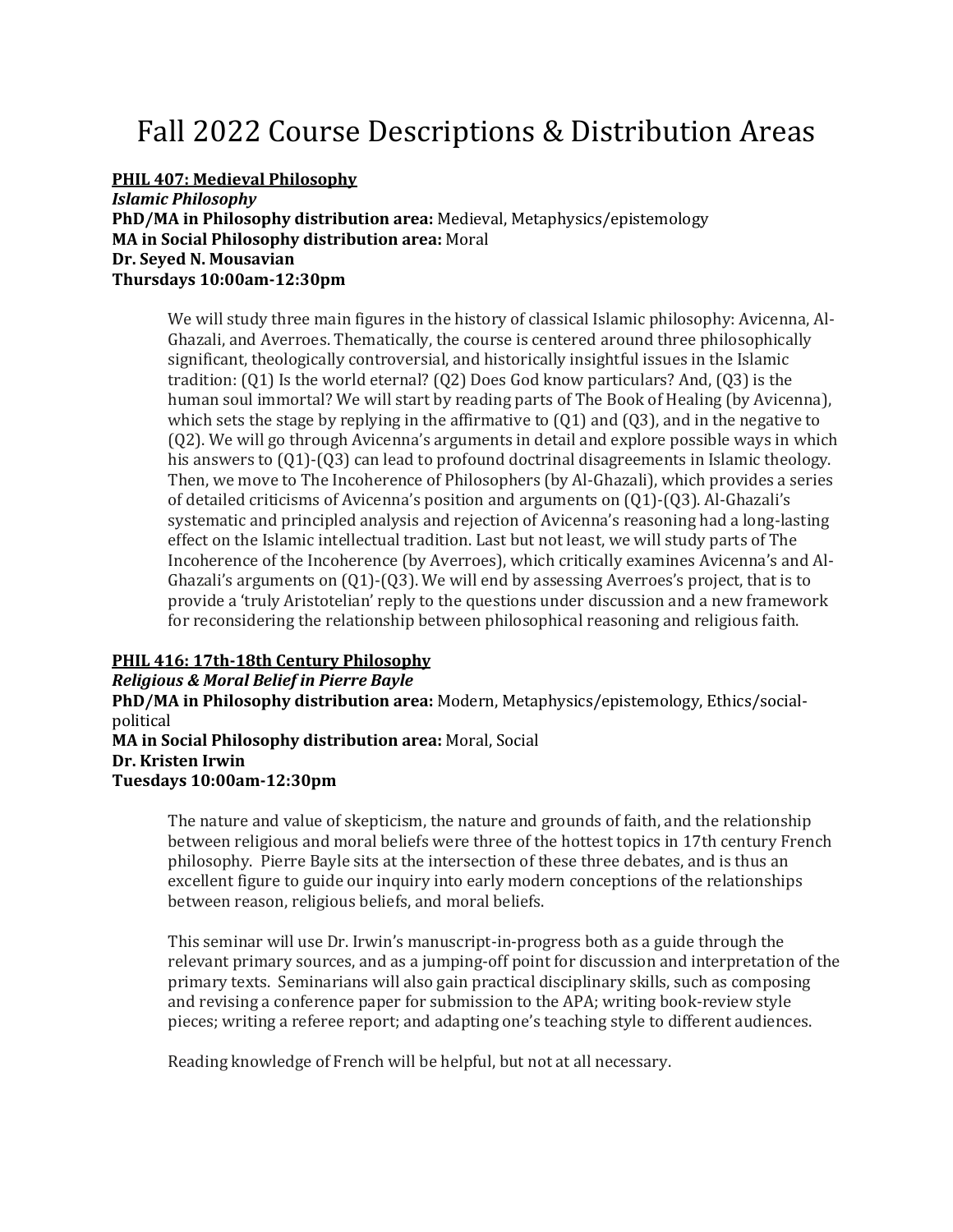# Fall 2022 Course Descriptions & Distribution Areas

**PHIL 407: Medieval Philosophy**
***Islamic Philosophy***
**PhD/MA in Philosophy distribution area:** Medieval, Metaphysics/epistemology
**MA in Social Philosophy distribution area:** Moral
**Dr. Seyed N. Mousavian**
**Thursdays 10:00am-12:30pm**

> We will study three main figures in the history of classical Islamic philosophy: Avicenna, Al-Ghazali, and Averroes. Thematically, the course is centered around three philosophically significant, theologically controversial, and historically insightful issues in the Islamic tradition: (Q1) Is the world eternal? (Q2) Does God know particulars? And, (Q3) is the human soul immortal? We will start by reading parts of The Book of Healing (by Avicenna), which sets the stage by replying in the affirmative to (Q1) and (Q3), and in the negative to (Q2). We will go through Avicenna's arguments in detail and explore possible ways in which his answers to (Q1)-(Q3) can lead to profound doctrinal disagreements in Islamic theology. Then, we move to The Incoherence of Philosophers (by Al-Ghazali), which provides a series of detailed criticisms of Avicenna's position and arguments on (Q1)-(Q3). Al-Ghazali's systematic and principled analysis and rejection of Avicenna's reasoning had a long-lasting effect on the Islamic intellectual tradition. Last but not least, we will study parts of The Incoherence of the Incoherence (by Averroes), which critically examines Avicenna's and Al-Ghazali's arguments on (Q1)-(Q3). We will end by assessing Averroes's project, that is to provide a 'truly Aristotelian' reply to the questions under discussion and a new framework for reconsidering the relationship between philosophical reasoning and religious faith.

**PHIL 416: 17th-18th Century Philosophy**
***Religious & Moral Belief in Pierre Bayle***
**PhD/MA in Philosophy distribution area:** Modern, Metaphysics/epistemology, Ethics/social-political
**MA in Social Philosophy distribution area:** Moral, Social
**Dr. Kristen Irwin**
**Tuesdays 10:00am-12:30pm**

> The nature and value of skepticism, the nature and grounds of faith, and the relationship between religious and moral beliefs were three of the hottest topics in 17th century French philosophy. Pierre Bayle sits at the intersection of these three debates, and is thus an excellent figure to guide our inquiry into early modern conceptions of the relationships between reason, religious beliefs, and moral beliefs.
>
> This seminar will use Dr. Irwin's manuscript-in-progress both as a guide through the relevant primary sources, and as a jumping-off point for discussion and interpretation of the primary texts. Seminarians will also gain practical disciplinary skills, such as composing and revising a conference paper for submission to the APA; writing book-review style pieces; writing a referee report; and adapting one's teaching style to different audiences.
>
> Reading knowledge of French will be helpful, but not at all necessary.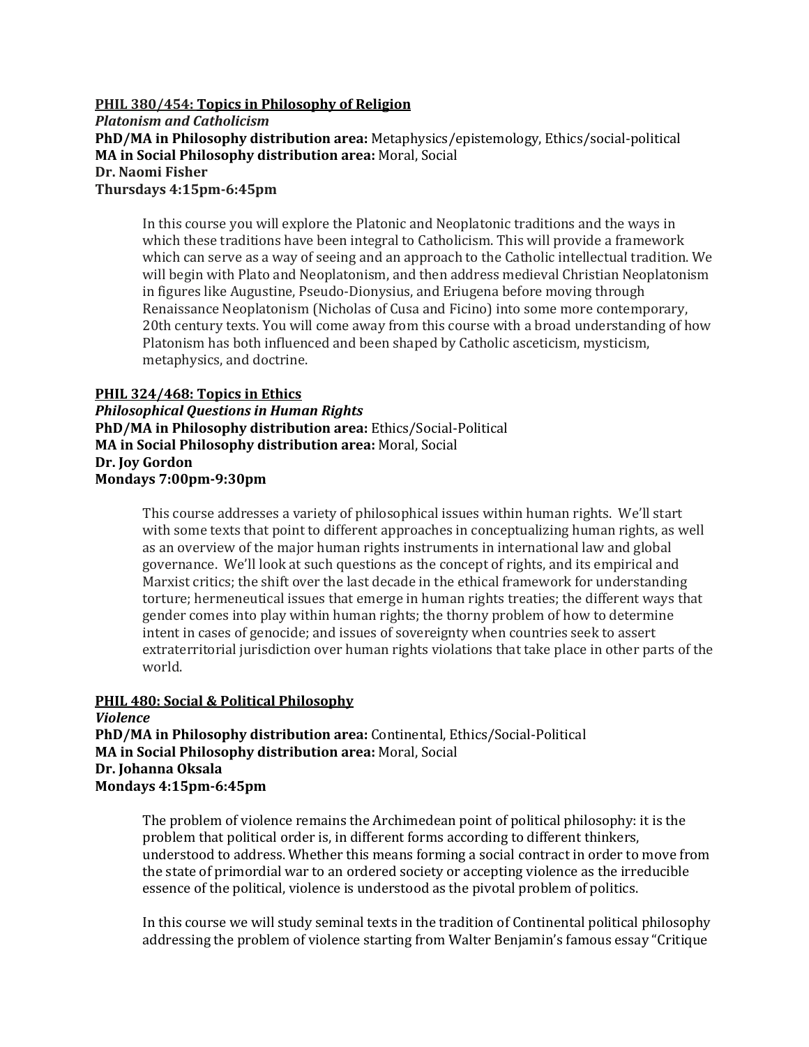**PHIL 380/454: Topics in Philosophy of Religion**

***Platonism and Catholicism***

**PhD/MA in Philosophy distribution area:** Metaphysics/epistemology, Ethics/social-political

**MA in Social Philosophy distribution area:** Moral, Social

**Dr. Naomi Fisher**

**Thursdays 4:15pm-6:45pm**

> In this course you will explore the Platonic and Neoplatonic traditions and the ways in which these traditions have been integral to Catholicism. This will provide a framework which can serve as a way of seeing and an approach to the Catholic intellectual tradition. We will begin with Plato and Neoplatonism, and then address medieval Christian Neoplatonism in figures like Augustine, Pseudo-Dionysius, and Eriugena before moving through Renaissance Neoplatonism (Nicholas of Cusa and Ficino) into some more contemporary, 20th century texts. You will come away from this course with a broad understanding of how Platonism has both influenced and been shaped by Catholic asceticism, mysticism, metaphysics, and doctrine.

**PHIL 324/468: Topics in Ethics**

***Philosophical Questions in Human Rights***

**PhD/MA in Philosophy distribution area:** Ethics/Social-Political

**MA in Social Philosophy distribution area:** Moral, Social

**Dr. Joy Gordon**

**Mondays 7:00pm-9:30pm**

> This course addresses a variety of philosophical issues within human rights. We'll start with some texts that point to different approaches in conceptualizing human rights, as well as an overview of the major human rights instruments in international law and global governance. We'll look at such questions as the concept of rights, and its empirical and Marxist critics; the shift over the last decade in the ethical framework for understanding torture; hermeneutical issues that emerge in human rights treaties; the different ways that gender comes into play within human rights; the thorny problem of how to determine intent in cases of genocide; and issues of sovereignty when countries seek to assert extraterritorial jurisdiction over human rights violations that take place in other parts of the world.

**PHIL 480: Social & Political Philosophy**

***Violence***

**PhD/MA in Philosophy distribution area:** Continental, Ethics/Social-Political

**MA in Social Philosophy distribution area:** Moral, Social

**Dr. Johanna Oksala**

**Mondays 4:15pm-6:45pm**

> The problem of violence remains the Archimedean point of political philosophy: it is the problem that political order is, in different forms according to different thinkers, understood to address. Whether this means forming a social contract in order to move from the state of primordial war to an ordered society or accepting violence as the irreducible essence of the political, violence is understood as the pivotal problem of politics.
>
> In this course we will study seminal texts in the tradition of Continental political philosophy addressing the problem of violence starting from Walter Benjamin's famous essay "Critique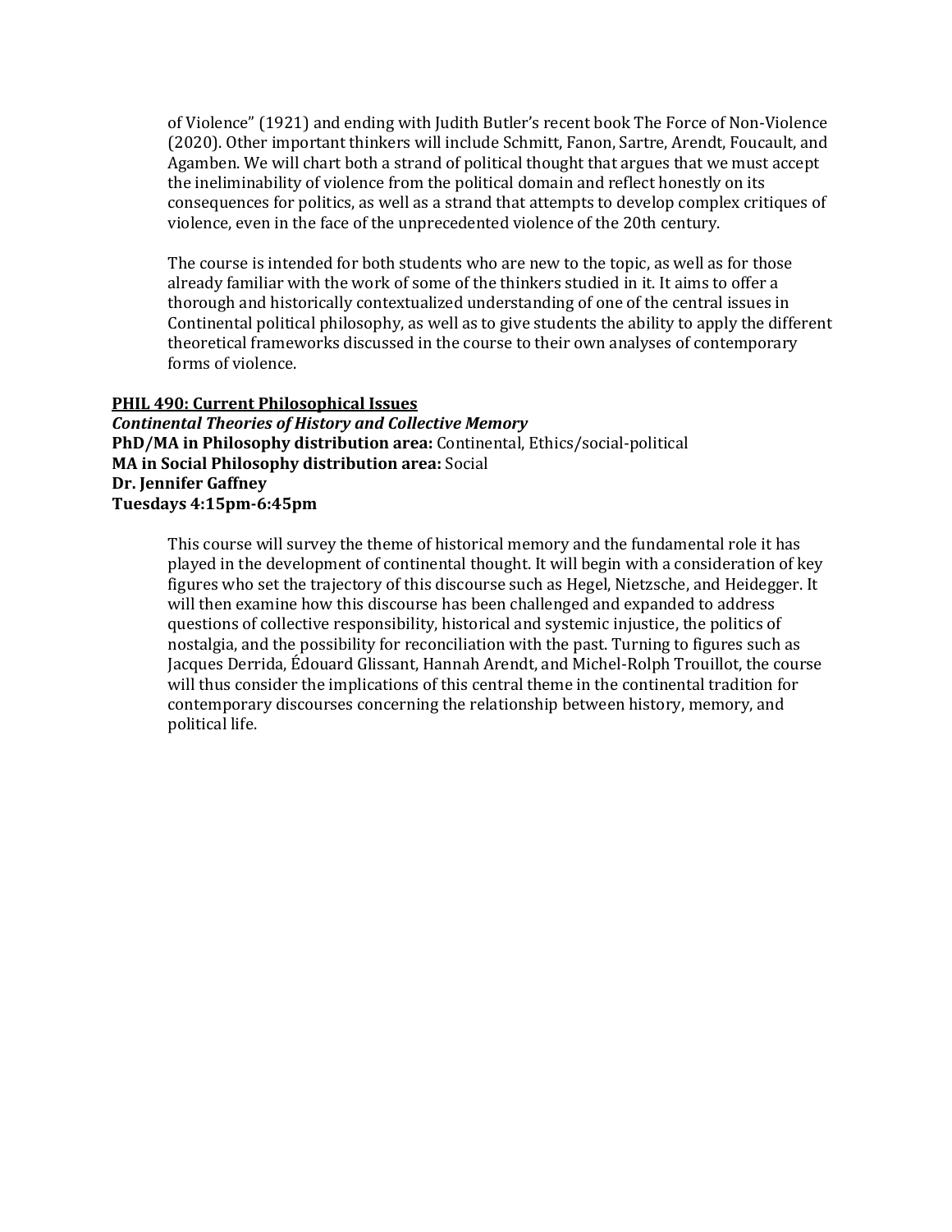of Violence" (1921) and ending with Judith Butler's recent book The Force of Non-Violence (2020). Other important thinkers will include Schmitt, Fanon, Sartre, Arendt, Foucault, and Agamben. We will chart both a strand of political thought that argues that we must accept the ineliminability of violence from the political domain and reflect honestly on its consequences for politics, as well as a strand that attempts to develop complex critiques of violence, even in the face of the unprecedented violence of the 20th century.

The course is intended for both students who are new to the topic, as well as for those already familiar with the work of some of the thinkers studied in it. It aims to offer a thorough and historically contextualized understanding of one of the central issues in Continental political philosophy, as well as to give students the ability to apply the different theoretical frameworks discussed in the course to their own analyses of contemporary forms of violence.

**PHIL 490: Current Philosophical Issues**
***Continental Theories of History and Collective Memory***
**PhD/MA in Philosophy distribution area:** Continental, Ethics/social-political
**MA in Social Philosophy distribution area:** Social
**Dr. Jennifer Gaffney**
**Tuesdays 4:15pm-6:45pm**

This course will survey the theme of historical memory and the fundamental role it has played in the development of continental thought. It will begin with a consideration of key figures who set the trajectory of this discourse such as Hegel, Nietzsche, and Heidegger. It will then examine how this discourse has been challenged and expanded to address questions of collective responsibility, historical and systemic injustice, the politics of nostalgia, and the possibility for reconciliation with the past. Turning to figures such as Jacques Derrida, Édouard Glissant, Hannah Arendt, and Michel-Rolph Trouillot, the course will thus consider the implications of this central theme in the continental tradition for contemporary discourses concerning the relationship between history, memory, and political life.